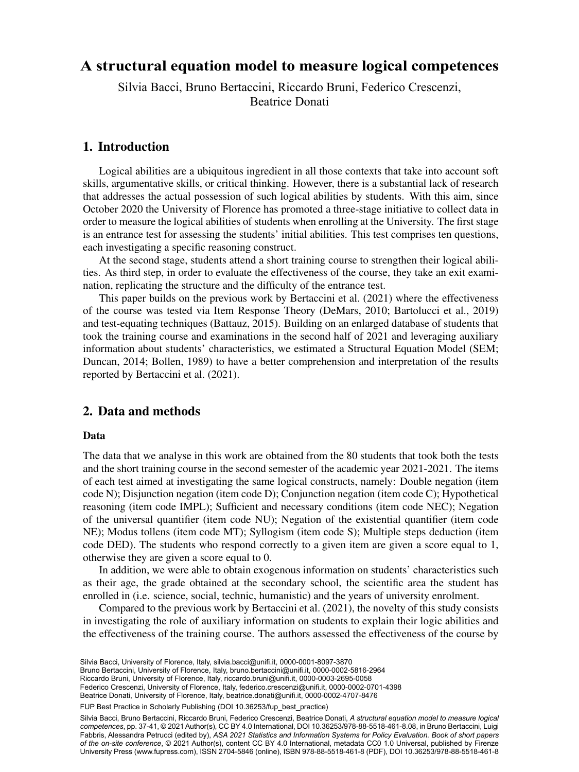# A structural equation model to measure logical competences

Silvia Bacci, Bruno Bertaccini, Riccardo Bruni, Federico Crescenzi, Beatrice Donati

## 1. Introduction

Logical abilities are a ubiquitous ingredient in all those contexts that take into account soft skills, argumentative skills, or critical thinking. However, there is a substantial lack of research that addresses the actual possession of such logical abilities by students. With this aim, since October 2020 the University of Florence has promoted a three-stage initiative to collect data in order to measure the logical abilities of students when enrolling at the University. The first stage is an entrance test for assessing the students' initial abilities. This test comprises ten questions, each investigating a specific reasoning construct.

At the second stage, students attend a short training course to strengthen their logical abilities. As third step, in order to evaluate the effectiveness of the course, they take an exit examination, replicating the structure and the difficulty of the entrance test.

This paper builds on the previous work by Bertaccini et al. (2021) where the effectiveness of the course was tested via Item Response Theory (DeMars, 2010; Bartolucci et al., 2019) and test-equating techniques (Battauz, 2015). Building on an enlarged database of students that took the training course and examinations in the second half of 2021 and leveraging auxiliary information about students' characteristics, we estimated a Structural Equation Model (SEM; Duncan, 2014; Bollen, 1989) to have a better comprehension and interpretation of the results reported by Bertaccini et al. (2021).

## 2. Data and methods

### Data

The data that we analyse in this work are obtained from the 80 students that took both the tests and the short training course in the second semester of the academic year 2021-2021. The items of each test aimed at investigating the same logical constructs, namely: Double negation (item code N); Disjunction negation (item code D); Conjunction negation (item code C); Hypothetical reasoning (item code IMPL); Sufficient and necessary conditions (item code NEC); Negation of the universal quantifier (item code NU); Negation of the existential quantifier (item code NE); Modus tollens (item code MT); Syllogism (item code S); Multiple steps deduction (item code DED). The students who respond correctly to a given item are given a score equal to 1, otherwise they are given a score equal to 0.

In addition, we were able to obtain exogenous information on students' characteristics such as their age, the grade obtained at the secondary school, the scientific area the student has enrolled in (i.e. science, social, technic, humanistic) and the years of university enrolment.

Compared to the previous work by Bertaccini et al. (2021), the novelty of this study consists in investigating the role of auxiliary information on students to explain their logic abilities and the effectiveness of the training course. The authors assessed the effectiveness of the course by

Silvia Bacci, University of Florence, Italy, silvia.bacci@unifi.it, 0000-0001-8097-3870
Bruno Bertaccini, University of Florence, Italy, bruno.bertaccini@unifi.it, 0000-0002-5816-2964
Riccardo Bruni, University of Florence, Italy, riccardo.bruni@unifi.it, 0000-0003-2695-0058
Federico Crescenzi, University of Florence, Italy, federico.crescenzi@unifi.it, 0000-0002-0701-4398
Beatrice Donati, University of Florence, Italy, beatrice.donati@unifi.it, 0000-0002-4707-8476

FUP Best Practice in Scholarly Publishing (DOI 10.36253/fup_best_practice)

Silvia Bacci, Bruno Bertaccini, Riccardo Bruni, Federico Crescenzi, Beatrice Donati, *A structural equation model to measure logical competences*, pp. 37-41, © 2021 Author(s), CC BY 4.0 International, DOI 10.36253/978-88-5518-461-8.08, in Bruno Bertaccini, Luigi Fabbris, Alessandra Petrucci (edited by), *ASA 2021 Statistics and Information Systems for Policy Evaluation. Book of short papers of the on-site conference*, © 2021 Author(s), content CC BY 4.0 International, metadata CC0 1.0 Universal, published by Firenze University Press (www.fupress.com), ISSN 2704-5846 (online), ISBN 978-88-5518-461-8 (PDF), DOI 10.36253/978-88-5518-461-8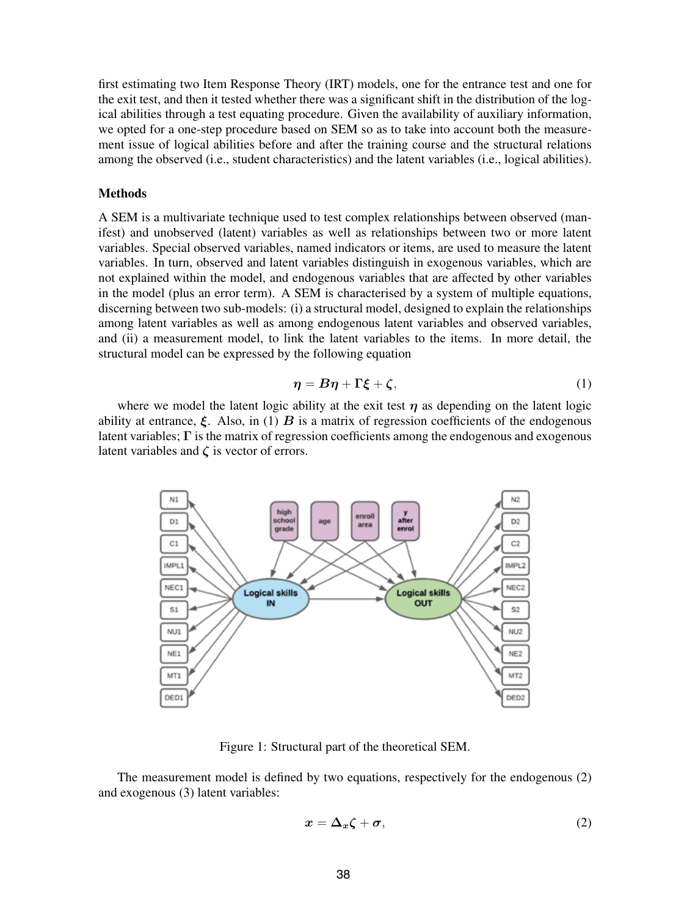first estimating two Item Response Theory (IRT) models, one for the entrance test and one for the exit test, and then it tested whether there was a significant shift in the distribution of the logical abilities through a test equating procedure. Given the availability of auxiliary information, we opted for a one-step procedure based on SEM so as to take into account both the measurement issue of logical abilities before and after the training course and the structural relations among the observed (i.e., student characteristics) and the latent variables (i.e., logical abilities).

## Methods

A SEM is a multivariate technique used to test complex relationships between observed (manifest) and unobserved (latent) variables as well as relationships between two or more latent variables. Special observed variables, named indicators or items, are used to measure the latent variables. In turn, observed and latent variables distinguish in exogenous variables, which are not explained within the model, and endogenous variables that are affected by other variables in the model (plus an error term). A SEM is characterised by a system of multiple equations, discerning between two sub-models: (i) a structural model, designed to explain the relationships among latent variables as well as among endogenous latent variables and observed variables, and (ii) a measurement model, to link the latent variables to the items. In more detail, the structural model can be expressed by the following equation

$$\boldsymbol{\eta} = \boldsymbol{B}\boldsymbol{\eta} + \boldsymbol{\Gamma}\boldsymbol{\xi} + \boldsymbol{\zeta}, \tag{1}$$

where we model the latent logic ability at the exit test $\boldsymbol{\eta}$ as depending on the latent logic ability at entrance, $\boldsymbol{\xi}$. Also, in (1) $\boldsymbol{B}$ is a matrix of regression coefficients of the endogenous latent variables; $\boldsymbol{\Gamma}$ is the matrix of regression coefficients among the endogenous and exogenous latent variables and $\boldsymbol{\zeta}$ is vector of errors.

Figure 1: Structural part of the theoretical SEM.

The measurement model is defined by two equations, respectively for the endogenous (2) and exogenous (3) latent variables:

$$\boldsymbol{x} = \boldsymbol{\Delta}_x \boldsymbol{\zeta} + \boldsymbol{\sigma}, \tag{2}$$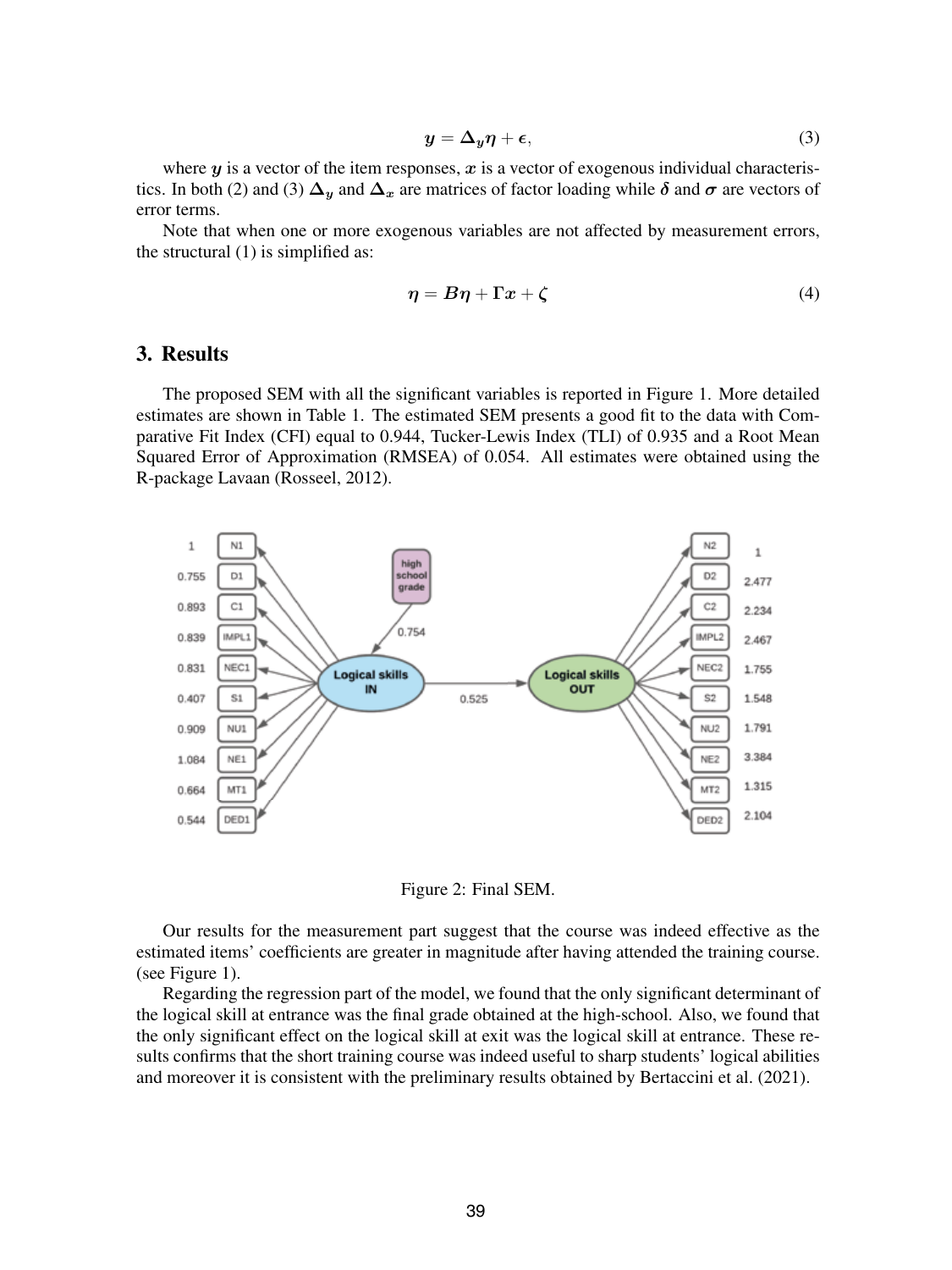$$\boldsymbol{y} = \boldsymbol{\Delta}_y \boldsymbol{\eta} + \boldsymbol{\epsilon}, \tag{3}$$

where $\boldsymbol{y}$ is a vector of the item responses, $\boldsymbol{x}$ is a vector of exogenous individual characteristics. In both (2) and (3) $\boldsymbol{\Delta}_y$ and $\boldsymbol{\Delta}_x$ are matrices of factor loading while $\boldsymbol{\delta}$ and $\boldsymbol{\sigma}$ are vectors of error terms.

Note that when one or more exogenous variables are not affected by measurement errors, the structural (1) is simplified as:

$$\boldsymbol{\eta} = \boldsymbol{B}\boldsymbol{\eta} + \boldsymbol{\Gamma}\boldsymbol{x} + \boldsymbol{\zeta} \tag{4}$$

## 3. Results

The proposed SEM with all the significant variables is reported in Figure 1. More detailed estimates are shown in Table 1. The estimated SEM presents a good fit to the data with Comparative Fit Index (CFI) equal to 0.944, Tucker-Lewis Index (TLI) of 0.935 and a Root Mean Squared Error of Approximation (RMSEA) of 0.054. All estimates were obtained using the R-package Lavaan (Rosseel, 2012).

Figure 2: Final SEM.

Our results for the measurement part suggest that the course was indeed effective as the estimated items' coefficients are greater in magnitude after having attended the training course. (see Figure 1).

Regarding the regression part of the model, we found that the only significant determinant of the logical skill at entrance was the final grade obtained at the high-school. Also, we found that the only significant effect on the logical skill at exit was the logical skill at entrance. These results confirms that the short training course was indeed useful to sharp students' logical abilities and moreover it is consistent with the preliminary results obtained by Bertaccini et al. (2021).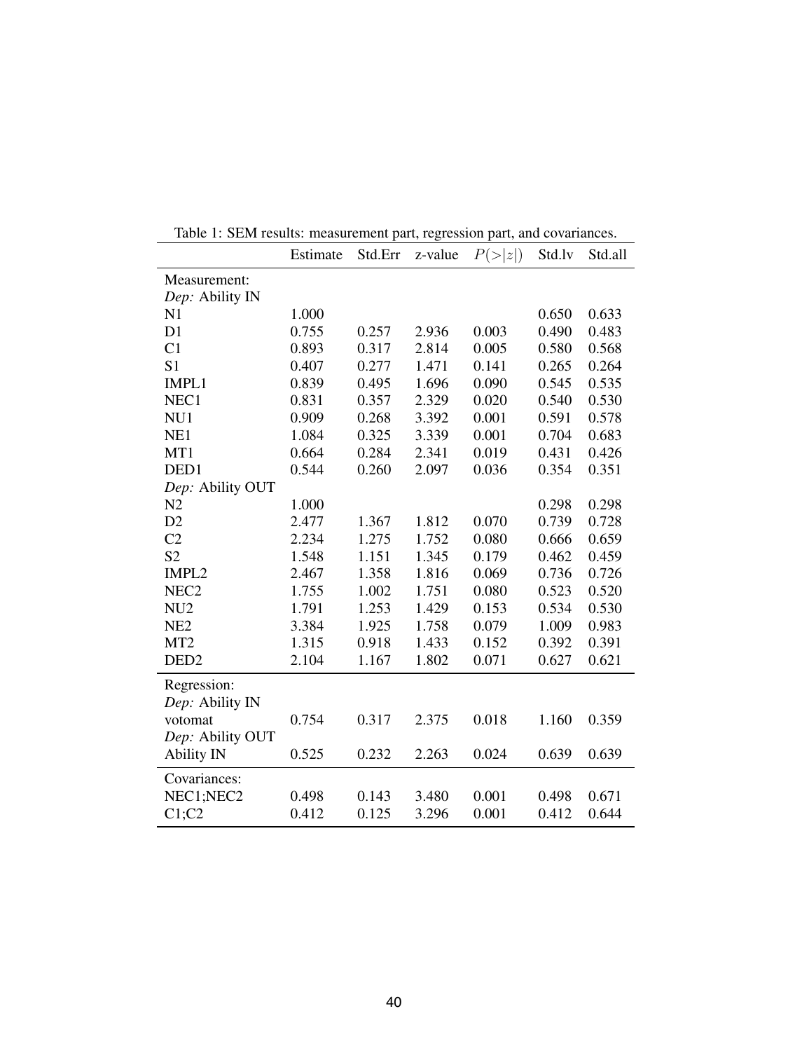Table 1: SEM results: measurement part, regression part, and covariances.

| | Estimate | Std.Err | z-value | $P(>\|z\|)$ | Std.lv | Std.all |
|---|---|---|---|---|---|---|
| Measurement: | | | | | | |
| *Dep:* Ability IN | | | | | | |
| N1 | 1.000 | | | | 0.650 | 0.633 |
| D1 | 0.755 | 0.257 | 2.936 | 0.003 | 0.490 | 0.483 |
| C1 | 0.893 | 0.317 | 2.814 | 0.005 | 0.580 | 0.568 |
| S1 | 0.407 | 0.277 | 1.471 | 0.141 | 0.265 | 0.264 |
| IMPL1 | 0.839 | 0.495 | 1.696 | 0.090 | 0.545 | 0.535 |
| NEC1 | 0.831 | 0.357 | 2.329 | 0.020 | 0.540 | 0.530 |
| NU1 | 0.909 | 0.268 | 3.392 | 0.001 | 0.591 | 0.578 |
| NE1 | 1.084 | 0.325 | 3.339 | 0.001 | 0.704 | 0.683 |
| MT1 | 0.664 | 0.284 | 2.341 | 0.019 | 0.431 | 0.426 |
| DED1 | 0.544 | 0.260 | 2.097 | 0.036 | 0.354 | 0.351 |
| *Dep:* Ability OUT | | | | | | |
| N2 | 1.000 | | | | 0.298 | 0.298 |
| D2 | 2.477 | 1.367 | 1.812 | 0.070 | 0.739 | 0.728 |
| C2 | 2.234 | 1.275 | 1.752 | 0.080 | 0.666 | 0.659 |
| S2 | 1.548 | 1.151 | 1.345 | 0.179 | 0.462 | 0.459 |
| IMPL2 | 2.467 | 1.358 | 1.816 | 0.069 | 0.736 | 0.726 |
| NEC2 | 1.755 | 1.002 | 1.751 | 0.080 | 0.523 | 0.520 |
| NU2 | 1.791 | 1.253 | 1.429 | 0.153 | 0.534 | 0.530 |
| NE2 | 3.384 | 1.925 | 1.758 | 0.079 | 1.009 | 0.983 |
| MT2 | 1.315 | 0.918 | 1.433 | 0.152 | 0.392 | 0.391 |
| DED2 | 2.104 | 1.167 | 1.802 | 0.071 | 0.627 | 0.621 |
| Regression: | | | | | | |
| *Dep:* Ability IN | | | | | | |
| votomat | 0.754 | 0.317 | 2.375 | 0.018 | 1.160 | 0.359 |
| *Dep:* Ability OUT | | | | | | |
| Ability IN | 0.525 | 0.232 | 2.263 | 0.024 | 0.639 | 0.639 |
| Covariances: | | | | | | |
| NEC1;NEC2 | 0.498 | 0.143 | 3.480 | 0.001 | 0.498 | 0.671 |
| C1;C2 | 0.412 | 0.125 | 3.296 | 0.001 | 0.412 | 0.644 |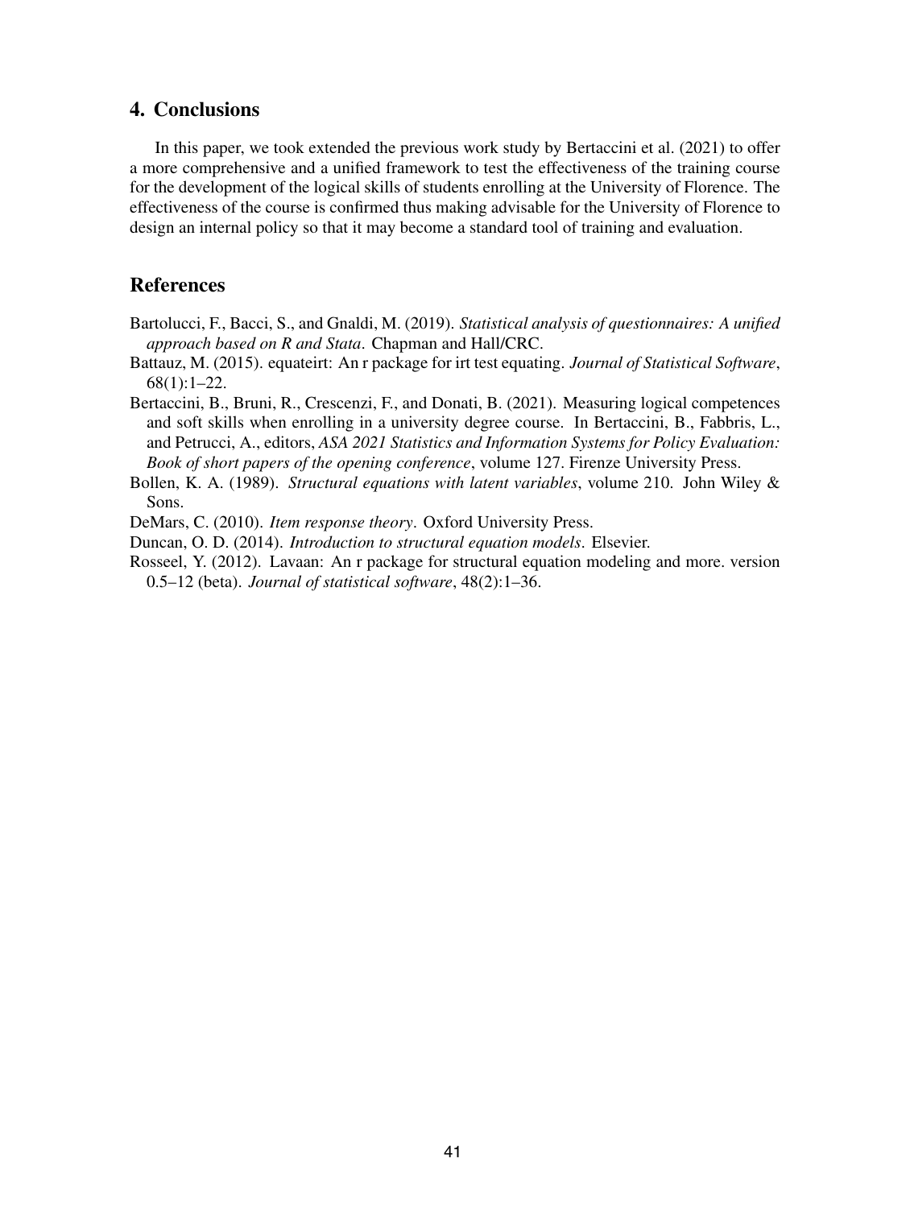## 4. Conclusions

In this paper, we took extended the previous work study by Bertaccini et al. (2021) to offer a more comprehensive and a unified framework to test the effectiveness of the training course for the development of the logical skills of students enrolling at the University of Florence. The effectiveness of the course is confirmed thus making advisable for the University of Florence to design an internal policy so that it may become a standard tool of training and evaluation.

## References

Bartolucci, F., Bacci, S., and Gnaldi, M. (2019). *Statistical analysis of questionnaires: A unified approach based on R and Stata*. Chapman and Hall/CRC.

Battauz, M. (2015). equateirt: An r package for irt test equating. *Journal of Statistical Software*, 68(1):1–22.

Bertaccini, B., Bruni, R., Crescenzi, F., and Donati, B. (2021). Measuring logical competences and soft skills when enrolling in a university degree course. In Bertaccini, B., Fabbris, L., and Petrucci, A., editors, *ASA 2021 Statistics and Information Systems for Policy Evaluation: Book of short papers of the opening conference*, volume 127. Firenze University Press.

Bollen, K. A. (1989). *Structural equations with latent variables*, volume 210. John Wiley & Sons.

DeMars, C. (2010). *Item response theory*. Oxford University Press.

Duncan, O. D. (2014). *Introduction to structural equation models*. Elsevier.

Rosseel, Y. (2012). Lavaan: An r package for structural equation modeling and more. version 0.5–12 (beta). *Journal of statistical software*, 48(2):1–36.